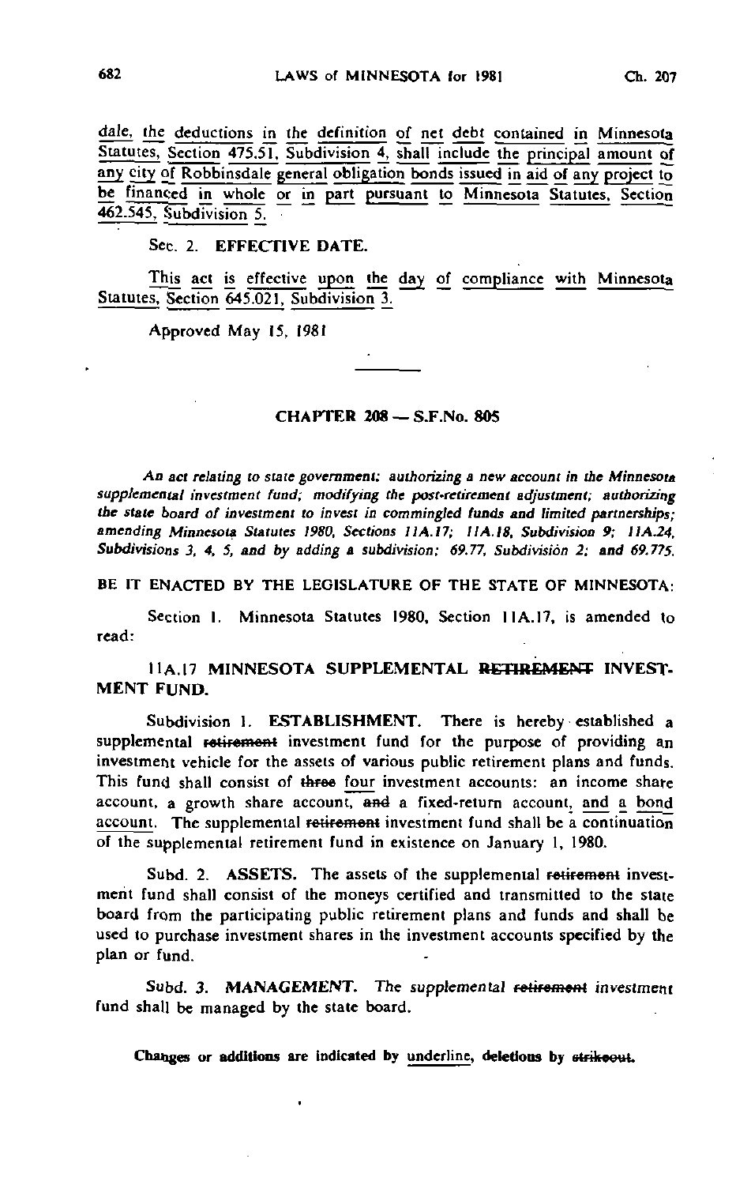dale, the deductions in the definition of net debt contained in Minnesota Statutes, Section 475.51, Subdivision 4, shall include the principal amount of any city of Robbinsdale general obligation bonds issued in aid of any project to be financed in whole or in part pursuant to Minnesota Statutes, Section 462.545, Subdivision 5.

Sec. 2. **EFFECTIVE DATE.**

This act is effective upon the day of compliance with Minnesota Statutes, Section 645.021, Subdivision 3.

Approved May 15, 1981

## CHAPTER 208 — S.F.No. 805

*An act relating to state government; authorizing a new account in the Minnesota supplemental investment fund; modifying the post-retirement adjustment; authorizing the state board of investment to invest in commingled funds and limited partnerships; amending Minnesota Statutes 1980, Sections 11A.17; 11A.18, Subdivision 9; 11A.24, Subdivisions 3, 4, 5, and by adding a subdivision; 69.77, Subdivision 2; and 69.775.*

BE IT ENACTED BY THE LEGISLATURE OF THE STATE OF MINNESOTA:

Section 1. Minnesota Statutes 1980, Section 11A.17, is amended to read:

11A.17 MINNESOTA SUPPLEMENTAL ~~RETIREMENT~~ INVESTMENT FUND.

Subdivision 1. **ESTABLISHMENT.** There is hereby established a supplemental ~~retirement~~ investment fund for the purpose of providing an investment vehicle for the assets of various public retirement plans and funds. This fund shall consist of ~~three~~ four investment accounts: an income share account, a growth share account, ~~and~~ a fixed-return account, and a bond account. The supplemental ~~retirement~~ investment fund shall be a continuation of the supplemental retirement fund in existence on January 1, 1980.

Subd. 2. **ASSETS.** The assets of the supplemental ~~retirement~~ investment fund shall consist of the moneys certified and transmitted to the state board from the participating public retirement plans and funds and shall be used to purchase investment shares in the investment accounts specified by the plan or fund.

Subd. 3. *MANAGEMENT.* The supplemental ~~retirement~~ investment fund shall be managed by the state board.

**Changes or additions are indicated by underline, deletions by ~~strikeout~~.**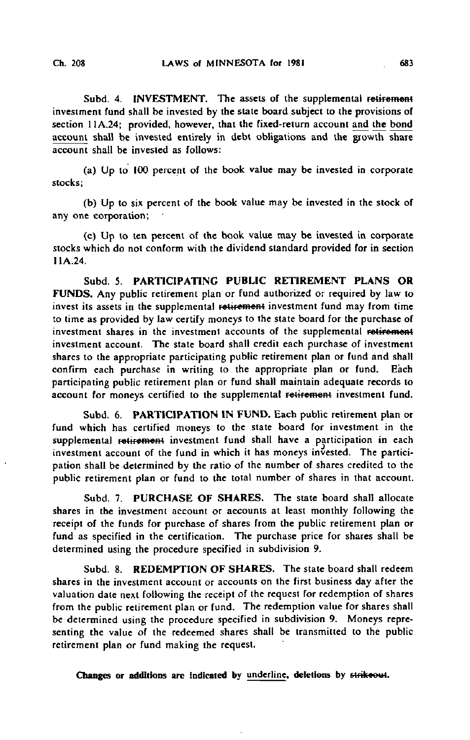Subd. 4. **INVESTMENT.** The assets of the supplemental ~~retirement~~ investment fund shall be invested by the state board subject to the provisions of section 11A.24; provided, however, that the fixed-return account <u>and the bond account</u> shall be invested entirely in debt obligations and the growth share account shall be invested as follows:

(a) Up to 100 percent of the book value may be invested in corporate stocks;

(b) Up to six percent of the book value may be invested in the stock of any one corporation;

(c) Up to ten percent of the book value may be invested in corporate stocks which do not conform with the dividend standard provided for in section 11A.24.

Subd. 5. **PARTICIPATING PUBLIC RETIREMENT PLANS OR FUNDS.** Any public retirement plan or fund authorized or required by law to invest its assets in the supplemental ~~retirement~~ investment fund may from time to time as provided by law certify moneys to the state board for the purchase of investment shares in the investment accounts of the supplemental ~~retirement~~ investment account. The state board shall credit each purchase of investment shares to the appropriate participating public retirement plan or fund and shall confirm each purchase in writing to the appropriate plan or fund. Each participating public retirement plan or fund shall maintain adequate records to account for moneys certified to the supplemental ~~retirement~~ investment fund.

Subd. 6. **PARTICIPATION IN FUND.** Each public retirement plan or fund which has certified moneys to the state board for investment in the supplemental ~~retirement~~ investment fund shall have a participation in each investment account of the fund in which it has moneys invested. The participation shall be determined by the ratio of the number of shares credited to the public retirement plan or fund to the total number of shares in that account.

Subd. 7. **PURCHASE OF SHARES.** The state board shall allocate shares in the investment account or accounts at least monthly following the receipt of the funds for purchase of shares from the public retirement plan or fund as specified in the certification. The purchase price for shares shall be determined using the procedure specified in subdivision 9.

Subd. 8. **REDEMPTION OF SHARES.** The state board shall redeem shares in the investment account or accounts on the first business day after the valuation date next following the receipt of the request for redemption of shares from the public retirement plan or fund. The redemption value for shares shall be determined using the procedure specified in subdivision 9. Moneys representing the value of the redeemed shares shall be transmitted to the public retirement plan or fund making the request.

**Changes or additions are indicated by <u>underline</u>, deletions by ~~strikeout~~.**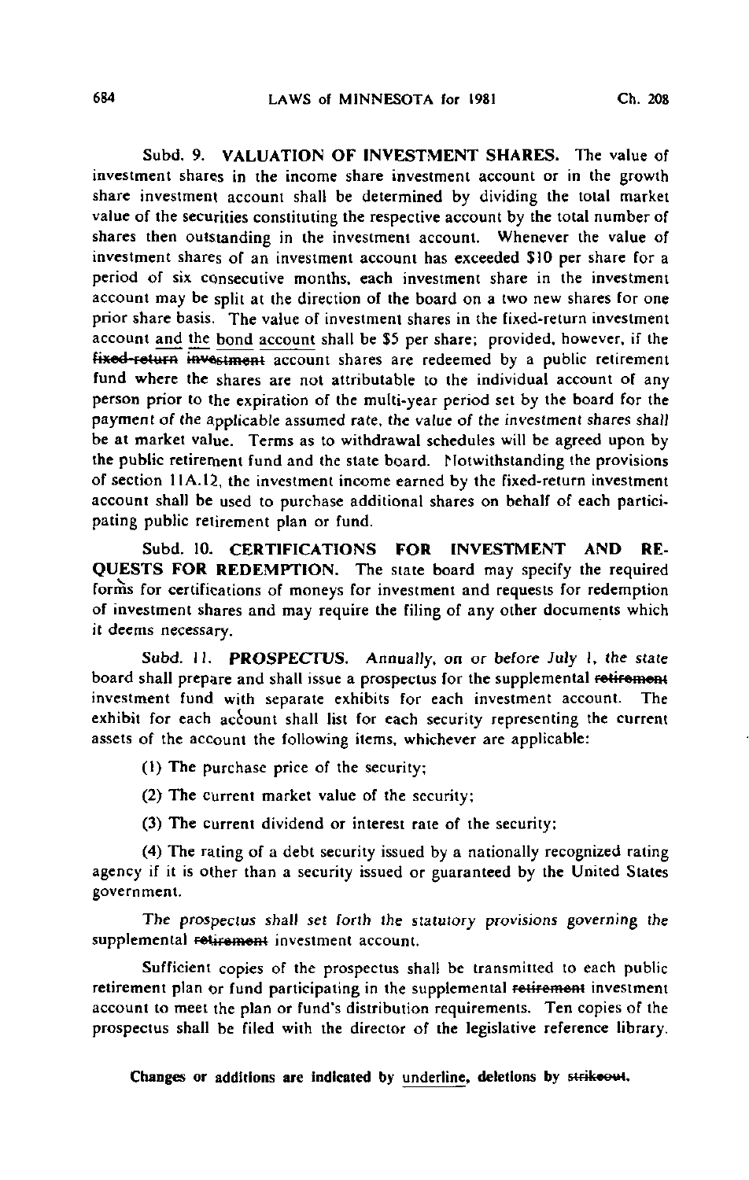Subd. 9. **VALUATION OF INVESTMENT SHARES.** The value of investment shares in the income share investment account or in the growth share investment account shall be determined by dividing the total market value of the securities constituting the respective account by the total number of shares then outstanding in the investment account. Whenever the value of investment shares of an investment account has exceeded $10 per share for a period of six consecutive months, each investment share in the investment account may be split at the direction of the board on a two new shares for one prior share basis. The value of investment shares in the fixed-return investment account <u>and the bond account</u> shall be $5 per share; provided, however, if the ~~fixed-return investment~~ account shares are redeemed by a public retirement fund where the shares are not attributable to the individual account of any person prior to the expiration of the multi-year period set by the board for the payment of the applicable assumed rate, the value of the investment shares shall be at market value. Terms as to withdrawal schedules will be agreed upon by the public retirement fund and the state board. Notwithstanding the provisions of section 11A.12, the investment income earned by the fixed-return investment account shall be used to purchase additional shares on behalf of each participating public retirement plan or fund.

Subd. 10. **CERTIFICATIONS FOR INVESTMENT AND REQUESTS FOR REDEMPTION.** The state board may specify the required forms for certifications of moneys for investment and requests for redemption of investment shares and may require the filing of any other documents which it deems necessary.

*Subd. 11.* **PROSPECTUS.** *Annually, on or before July 1, the state* board shall prepare and shall issue a prospectus for the supplemental ~~retirement~~ investment fund with separate exhibits for each investment account. The exhibit for each account shall list for each security representing the current assets of the account the following items, whichever are applicable:

(1) The purchase price of the security;

(2) The current market value of the security;

(3) The current dividend or interest rate of the security;

(4) The rating of a debt security issued by a nationally recognized rating agency if it is other than a security issued or guaranteed by the United States government.

*The prospectus shall set forth the statutory provisions governing the* supplemental ~~retirement~~ investment account.

Sufficient copies of the prospectus shall be transmitted to each public retirement plan or fund participating in the supplemental ~~retirement~~ investment account to meet the plan or fund's distribution requirements. Ten copies of the prospectus shall be filed with the director of the legislative reference library.

**Changes or additions are indicated by <u>underline</u>, deletions by ~~strikeout~~.**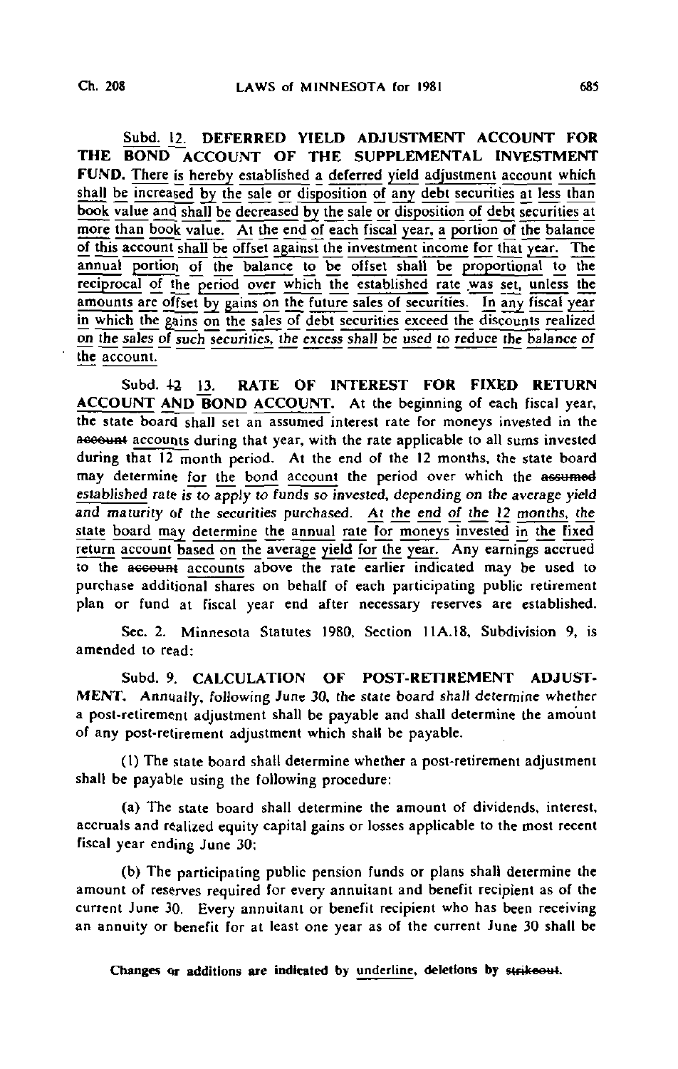Subd. 12. DEFERRED YIELD ADJUSTMENT ACCOUNT FOR THE BOND ACCOUNT OF THE SUPPLEMENTAL INVESTMENT FUND. There is hereby established a deferred yield adjustment account which shall be increased by the sale or disposition of any debt securities at less than book value and shall be decreased by the sale or disposition of debt securities at more than book value. At the end of each fiscal year, a portion of the balance of this account shall be offset against the investment income for that year. The annual portion of the balance to be offset shall be proportional to the reciprocal of the period over which the established rate was set, unless the amounts are offset by gains on the future sales of securities. In any fiscal year in which the gains on the sales of debt securities exceed the discounts realized on the sales of such securities, the excess shall be used to reduce the balance of the account.

Subd. ~~12~~ 13. RATE OF INTEREST FOR FIXED RETURN ACCOUNT AND BOND ACCOUNT. At the beginning of each fiscal year, the state board shall set an assumed interest rate for moneys invested in the ~~account~~ accounts during that year, with the rate applicable to all sums invested during that 12 month period. At the end of the 12 months, the state board may determine for the bond account the period over which the ~~assumed~~ established rate is to apply to funds so invested, depending on the average yield and maturity of the securities purchased. At the end of the 12 months, the state board may determine the annual rate for moneys invested in the fixed return account based on the average yield for the year. Any earnings accrued to the ~~account~~ accounts above the rate earlier indicated may be used to purchase additional shares on behalf of each participating public retirement plan or fund at fiscal year end after necessary reserves are established.

Sec. 2. Minnesota Statutes 1980, Section 11A.18, Subdivision 9, is amended to read:

Subd. 9. CALCULATION OF POST-RETIREMENT ADJUSTMENT. Annually, following June 30, the state board shall determine whether a post-retirement adjustment shall be payable and shall determine the amount of any post-retirement adjustment which shall be payable.

(1) The state board shall determine whether a post-retirement adjustment shall be payable using the following procedure:

(a) The state board shall determine the amount of dividends, interest, accruals and realized equity capital gains or losses applicable to the most recent fiscal year ending June 30;

(b) The participating public pension funds or plans shall determine the amount of reserves required for every annuitant and benefit recipient as of the current June 30. Every annuitant or benefit recipient who has been receiving an annuity or benefit for at least one year as of the current June 30 shall be

Changes or additions are indicated by underline, deletions by ~~strikeout~~.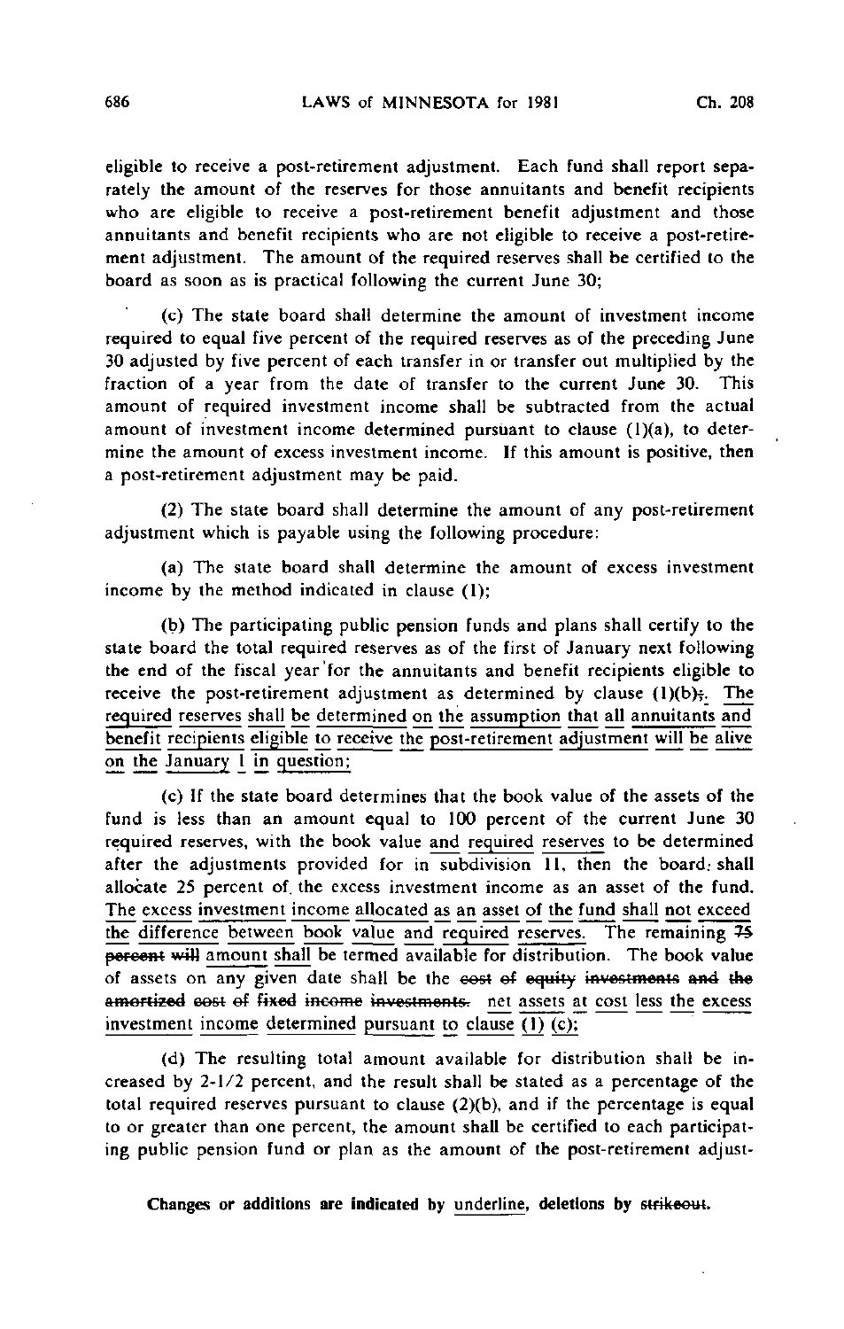eligible to receive a post-retirement adjustment. Each fund shall report separately the amount of the reserves for those annuitants and benefit recipients who are eligible to receive a post-retirement benefit adjustment and those annuitants and benefit recipients who are not eligible to receive a post-retirement adjustment. The amount of the required reserves shall be certified to the board as soon as is practical following the current June 30;

(c) The state board shall determine the amount of investment income required to equal five percent of the required reserves as of the preceding June 30 adjusted by five percent of each transfer in or transfer out multiplied by the fraction of a year from the date of transfer to the current June 30. This amount of required investment income shall be subtracted from the actual amount of investment income determined pursuant to clause (1)(a), to determine the amount of excess investment income. If this amount is positive, then a post-retirement adjustment may be paid.

(2) The state board shall determine the amount of any post-retirement adjustment which is payable using the following procedure:

(a) The state board shall determine the amount of excess investment income by the method indicated in clause (1);

(b) The participating public pension funds and plans shall certify to the state board the total required reserves as of the first of January next following the end of the fiscal year for the annuitants and benefit recipients eligible to receive the post-retirement adjustment as determined by clause (1)(b)~~;~~. <u>The required reserves shall be determined on the assumption that all annuitants and benefit recipients eligible to receive the post-retirement adjustment will be alive on the January 1 in question;</u>

(c) If the state board determines that the book value of the assets of the fund is less than an amount equal to 100 percent of the current June 30 required reserves, with the book value <u>and required reserves</u> to be determined after the adjustments provided for in subdivision 11, then the board shall allocate 25 percent of the excess investment income as an asset of the fund. <u>The excess investment income allocated as an asset of the fund shall not exceed the difference between book value and required reserves.</u> The remaining ~~75 percent will~~ <u>amount shall</u> be termed available for distribution. The book value of assets on any given date shall be the ~~cost of equity investments and the amortized cost of fixed income investments.~~ <u>net assets at cost less the excess investment income determined pursuant to clause (1) (c);</u>

(d) The resulting total amount available for distribution shall be increased by 2-1/2 percent, and the result shall be stated as a percentage of the total required reserves pursuant to clause (2)(b), and if the percentage is equal to or greater than one percent, the amount shall be certified to each participating public pension fund or plan as the amount of the post-retirement adjust-

Changes or additions are indicated by <u>underline</u>, deletions by ~~strikeout~~.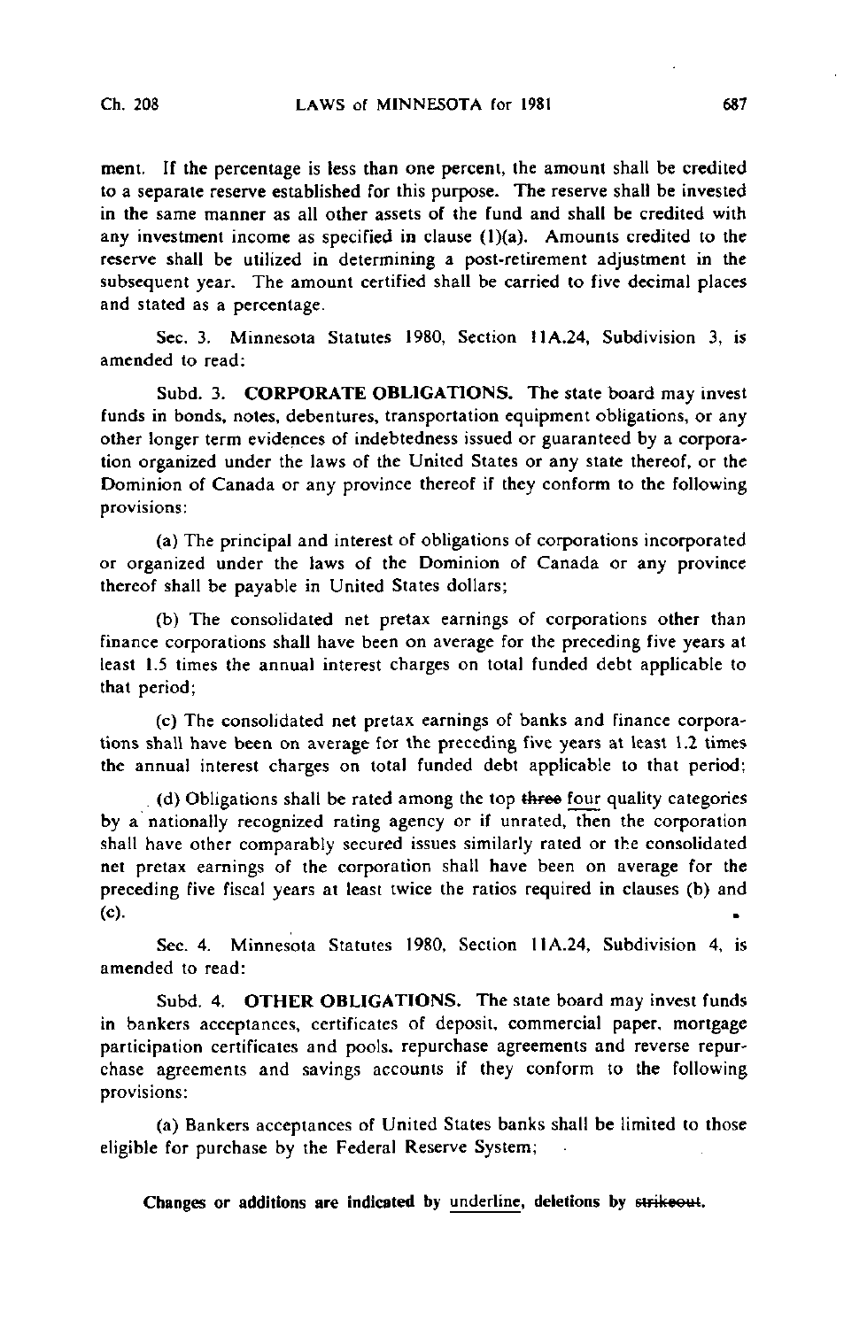ment. If the percentage is less than one percent, the amount shall be credited to a separate reserve established for this purpose. The reserve shall be invested in the same manner as all other assets of the fund and shall be credited with any investment income as specified in clause (1)(a). Amounts credited to the reserve shall be utilized in determining a post-retirement adjustment in the subsequent year. The amount certified shall be carried to five decimal places and stated as a percentage.

Sec. 3. Minnesota Statutes 1980, Section 11A.24, Subdivision 3, is amended to read:

Subd. 3. **CORPORATE OBLIGATIONS.** The state board may invest funds in bonds, notes, debentures, transportation equipment obligations, or any other longer term evidences of indebtedness issued or guaranteed by a corporation organized under the laws of the United States or any state thereof, or the Dominion of Canada or any province thereof if they conform to the following provisions:

(a) The principal and interest of obligations of corporations incorporated or organized under the laws of the Dominion of Canada or any province thereof shall be payable in United States dollars;

(b) The consolidated net pretax earnings of corporations other than finance corporations shall have been on average for the preceding five years at least 1.5 times the annual interest charges on total funded debt applicable to that period;

(c) The consolidated net pretax earnings of banks and finance corporations shall have been on average for the preceding five years at least 1.2 times the annual interest charges on total funded debt applicable to that period;

(d) Obligations shall be rated among the top ~~three~~ four quality categories by a nationally recognized rating agency or if unrated, then the corporation shall have other comparably secured issues similarly rated or the consolidated net pretax earnings of the corporation shall have been on average for the preceding five fiscal years at least twice the ratios required in clauses (b) and (c).

Sec. 4. Minnesota Statutes 1980, Section 11A.24, Subdivision 4, is amended to read:

Subd. 4. **OTHER OBLIGATIONS.** The state board may invest funds in bankers acceptances, certificates of deposit, commercial paper, mortgage participation certificates and pools, repurchase agreements and reverse repurchase agreements and savings accounts if they conform to the following provisions:

(a) Bankers acceptances of United States banks shall be limited to those eligible for purchase by the Federal Reserve System;

**Changes or additions are indicated by underline, deletions by ~~strikeout~~.**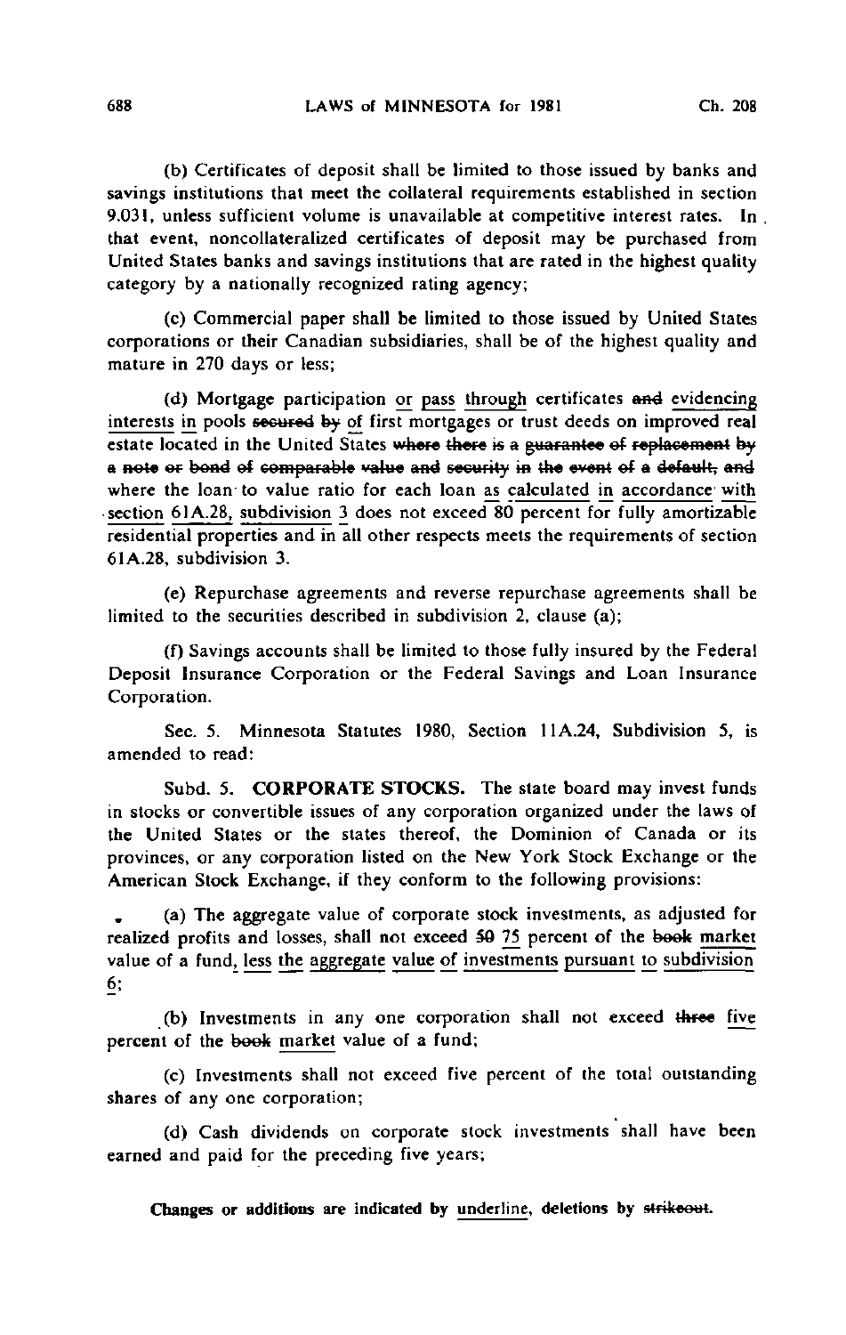(b) Certificates of deposit shall be limited to those issued by banks and savings institutions that meet the collateral requirements established in section 9.031, unless sufficient volume is unavailable at competitive interest rates. In that event, noncollateralized certificates of deposit may be purchased from United States banks and savings institutions that are rated in the highest quality category by a nationally recognized rating agency;

(c) Commercial paper shall be limited to those issued by United States corporations or their Canadian subsidiaries, shall be of the highest quality and mature in 270 days or less;

(d) Mortgage participation <u>or pass through</u> certificates ~~and~~ <u>evidencing interests in</u> pools ~~secured by~~ <u>of</u> first mortgages or trust deeds on improved real estate located in the United States ~~where there is a guarantee of replacement by a note or bond of comparable value and security in the event of a default, and~~ where the loan to value ratio for each loan <u>as calculated in accordance with section 61A.28, subdivision 3</u> does not exceed 80 percent for fully amortizable residential properties and in all other respects meets the requirements of section 61A.28, subdivision 3.

(e) Repurchase agreements and reverse repurchase agreements shall be limited to the securities described in subdivision 2, clause (a);

(f) Savings accounts shall be limited to those fully insured by the Federal Deposit Insurance Corporation or the Federal Savings and Loan Insurance Corporation.

Sec. 5. Minnesota Statutes 1980, Section 11A.24, Subdivision 5, is amended to read:

Subd. 5. **CORPORATE STOCKS.** The state board may invest funds in stocks or convertible issues of any corporation organized under the laws of the United States or the states thereof, the Dominion of Canada or its provinces, or any corporation listed on the New York Stock Exchange or the American Stock Exchange, if they conform to the following provisions:

(a) The aggregate value of corporate stock investments, as adjusted for realized profits and losses, shall not exceed ~~50~~ <u>75</u> percent of the ~~book~~ <u>market</u> value of a fund<u>, less the aggregate value of investments pursuant to subdivision 6</u>;

(b) Investments in any one corporation shall not exceed ~~three~~ <u>five</u> percent of the ~~book~~ <u>market</u> value of a fund;

(c) Investments shall not exceed five percent of the total outstanding shares of any one corporation;

(d) Cash dividends on corporate stock investments shall have been earned and paid for the preceding five years;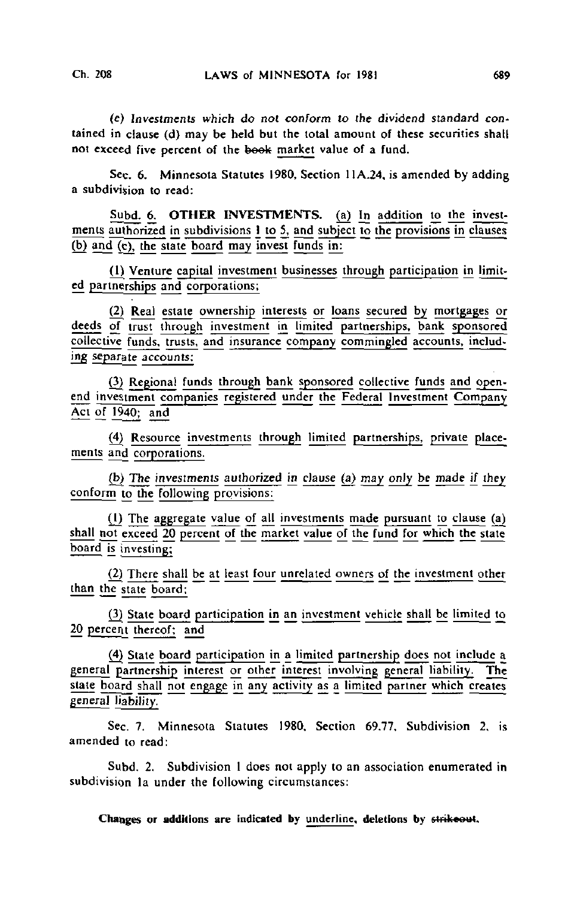(e) Investments which do not conform to the dividend standard contained in clause (d) may be held but the total amount of these securities shall not exceed five percent of the ~~book~~ market value of a fund.

Sec. 6. Minnesota Statutes 1980, Section 11A.24, is amended by adding a subdivision to read:

Subd. 6. **OTHER INVESTMENTS.** (a) In addition to the investments authorized in subdivisions 1 to 5, and subject to the provisions in clauses (b) and (c), the state board may invest funds in:

(1) Venture capital investment businesses through participation in limited partnerships and corporations;

(2) Real estate ownership interests or loans secured by mortgages or deeds of trust through investment in limited partnerships, bank sponsored collective funds, trusts, and insurance company commingled accounts, including separate accounts;

(3) Regional funds through bank sponsored collective funds and open-end investment companies registered under the Federal Investment Company Act of 1940; and

(4) Resource investments through limited partnerships, private placements and corporations.

(b) The investments authorized in clause (a) may only be made if they conform to the following provisions:

(1) The aggregate value of all investments made pursuant to clause (a) shall not exceed 20 percent of the market value of the fund for which the state board is investing;

(2) There shall be at least four unrelated owners of the investment other than the state board;

(3) State board participation in an investment vehicle shall be limited to 20 percent thereof; and

(4) State board participation in a limited partnership does not include a general partnership interest or other interest involving general liability. The state board shall not engage in any activity as a limited partner which creates general liability.

Sec. 7. Minnesota Statutes 1980, Section 69.77, Subdivision 2, is amended to read:

Subd. 2. Subdivision 1 does not apply to an association enumerated in subdivision 1a under the following circumstances:

**Changes or additions are indicated by underline, deletions by ~~strikeout~~.**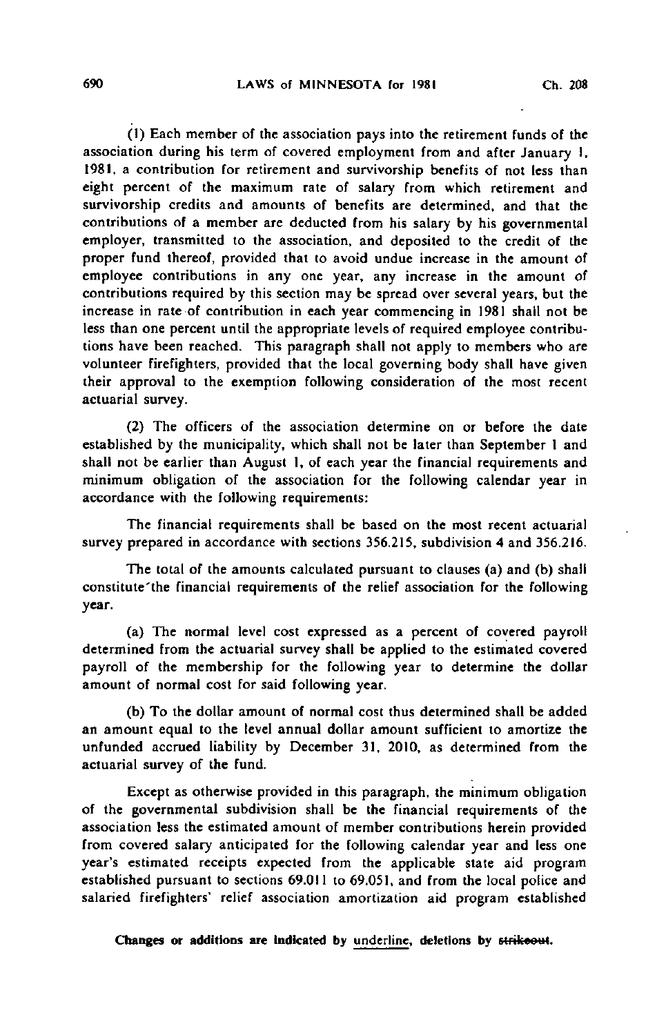(1) Each member of the association pays into the retirement funds of the association during his term of covered employment from and after January 1, 1981, a contribution for retirement and survivorship benefits of not less than eight percent of the maximum rate of salary from which retirement and survivorship credits and amounts of benefits are determined, and that the contributions of a member are deducted from his salary by his governmental employer, transmitted to the association, and deposited to the credit of the proper fund thereof, provided that to avoid undue increase in the amount of employee contributions in any one year, any increase in the amount of contributions required by this section may be spread over several years, but the increase in rate of contribution in each year commencing in 1981 shall not be less than one percent until the appropriate levels of required employee contributions have been reached. This paragraph shall not apply to members who are volunteer firefighters, provided that the local governing body shall have given their approval to the exemption following consideration of the most recent actuarial survey.

(2) The officers of the association determine on or before the date established by the municipality, which shall not be later than September 1 and shall not be earlier than August 1, of each year the financial requirements and minimum obligation of the association for the following calendar year in accordance with the following requirements:

The financial requirements shall be based on the most recent actuarial survey prepared in accordance with sections 356.215, subdivision 4 and 356.216.

The total of the amounts calculated pursuant to clauses (a) and (b) shall constitute the financial requirements of the relief association for the following year.

(a) The normal level cost expressed as a percent of covered payroll determined from the actuarial survey shall be applied to the estimated covered payroll of the membership for the following year to determine the dollar amount of normal cost for said following year.

(b) To the dollar amount of normal cost thus determined shall be added an amount equal to the level annual dollar amount sufficient to amortize the unfunded accrued liability by December 31, 2010, as determined from the actuarial survey of the fund.

Except as otherwise provided in this paragraph, the minimum obligation of the governmental subdivision shall be the financial requirements of the association less the estimated amount of member contributions herein provided from covered salary anticipated for the following calendar year and less one year's estimated receipts expected from the applicable state aid program established pursuant to sections 69.011 to 69.051, and from the local police and salaried firefighters' relief association amortization aid program established

Changes or additions are indicated by underline, deletions by ~~strikeout~~.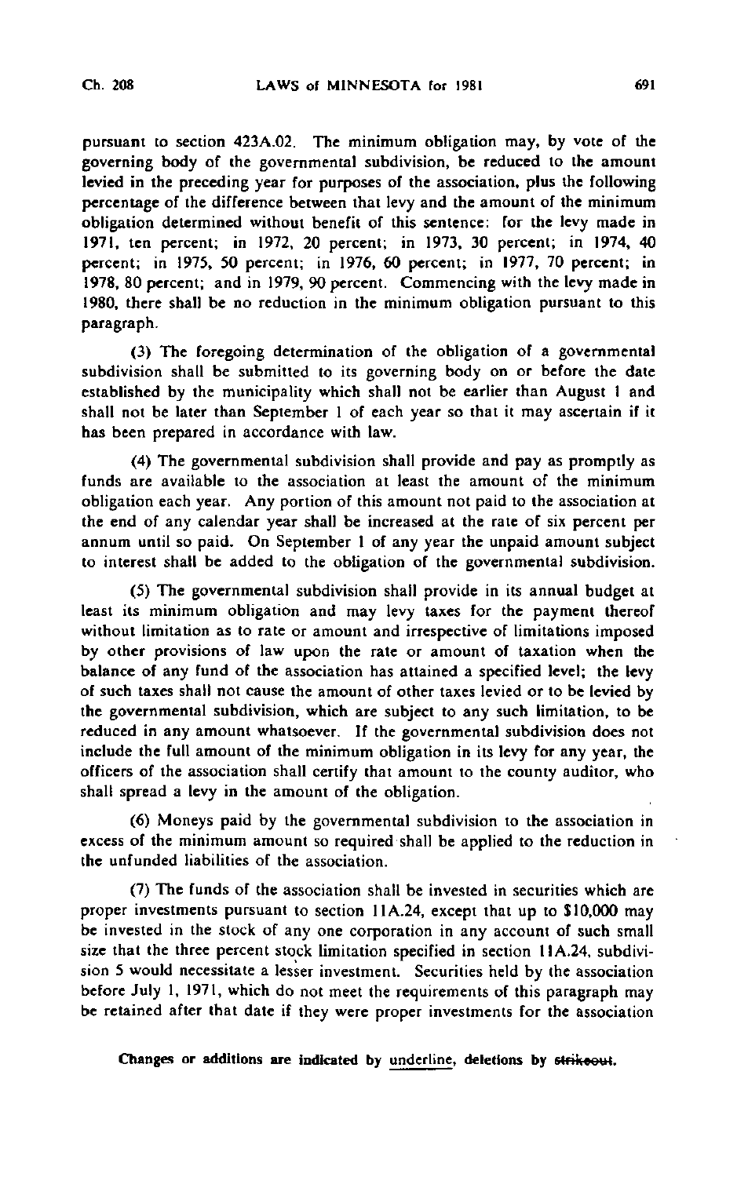pursuant to section 423A.02. The minimum obligation may, by vote of the governing body of the governmental subdivision, be reduced to the amount levied in the preceding year for purposes of the association, plus the following percentage of the difference between that levy and the amount of the minimum obligation determined without benefit of this sentence: for the levy made in 1971, ten percent; in 1972, 20 percent; in 1973, 30 percent; in 1974, 40 percent; in 1975, 50 percent; in 1976, 60 percent; in 1977, 70 percent; in 1978, 80 percent; and in 1979, 90 percent. Commencing with the levy made in 1980, there shall be no reduction in the minimum obligation pursuant to this paragraph.

(3) The foregoing determination of the obligation of a governmental subdivision shall be submitted to its governing body on or before the date established by the municipality which shall not be earlier than August 1 and shall not be later than September 1 of each year so that it may ascertain if it has been prepared in accordance with law.

(4) The governmental subdivision shall provide and pay as promptly as funds are available to the association at least the amount of the minimum obligation each year. Any portion of this amount not paid to the association at the end of any calendar year shall be increased at the rate of six percent per annum until so paid. On September 1 of any year the unpaid amount subject to interest shall be added to the obligation of the governmental subdivision.

(5) The governmental subdivision shall provide in its annual budget at least its minimum obligation and may levy taxes for the payment thereof without limitation as to rate or amount and irrespective of limitations imposed by other provisions of law upon the rate or amount of taxation when the balance of any fund of the association has attained a specified level; the levy of such taxes shall not cause the amount of other taxes levied or to be levied by the governmental subdivision, which are subject to any such limitation, to be reduced in any amount whatsoever. If the governmental subdivision does not include the full amount of the minimum obligation in its levy for any year, the officers of the association shall certify that amount to the county auditor, who shall spread a levy in the amount of the obligation.

(6) Moneys paid by the governmental subdivision to the association in excess of the minimum amount so required shall be applied to the reduction in the unfunded liabilities of the association.

(7) The funds of the association shall be invested in securities which are proper investments pursuant to section 11A.24, except that up to $10,000 may be invested in the stock of any one corporation in any account of such small size that the three percent stock limitation specified in section 11A.24, subdivision 5 would necessitate a lesser investment. Securities held by the association before July 1, 1971, which do not meet the requirements of this paragraph may be retained after that date if they were proper investments for the association

Changes or additions are indicated by underline, deletions by ~~strikeout~~.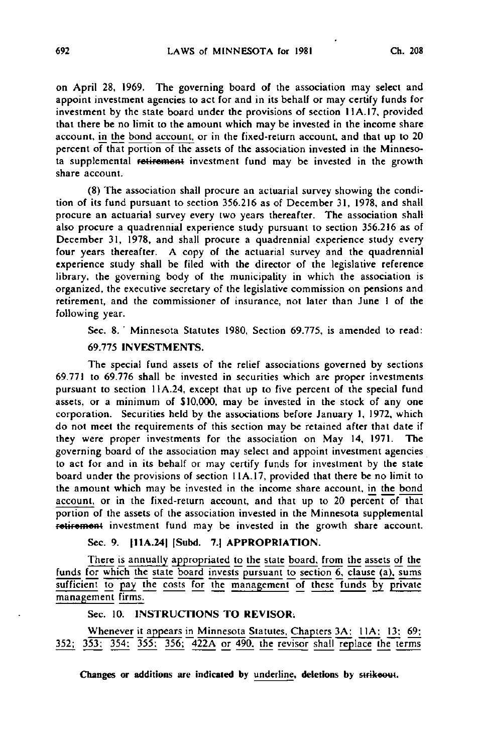on April 28, 1969. The governing board of the association may select and appoint investment agencies to act for and in its behalf or may certify funds for investment by the state board under the provisions of section 11A.17, provided that there be no limit to the amount which may be invested in the income share account, <u>in the bond account</u>, or in the fixed-return account, and that up to 20 percent of that portion of the assets of the association invested in the Minnesota supplemental ~~retirement~~ investment fund may be invested in the growth share account.

(8) The association shall procure an actuarial survey showing the condition of its fund pursuant to section 356.216 as of December 31, 1978, and shall procure an actuarial survey every two years thereafter. The association shall also procure a quadrennial experience study pursuant to section 356.216 as of December 31, 1978, and shall procure a quadrennial experience study every four years thereafter. A copy of the actuarial survey and the quadrennial experience study shall be filed with the director of the legislative reference library, the governing body of the municipality in which the association is organized, the executive secretary of the legislative commission on pensions and retirement, and the commissioner of insurance, not later than June 1 of the following year.

Sec. 8. Minnesota Statutes 1980, Section 69.775, is amended to read:

**69.775 INVESTMENTS.**

The special fund assets of the relief associations governed by sections 69.771 to 69.776 shall be invested in securities which are proper investments pursuant to section 11A.24, except that up to five percent of the special fund assets, or a minimum of $10,000, may be invested in the stock of any one corporation. Securities held by the associations before January 1, 1972, which do not meet the requirements of this section may be retained after that date if they were proper investments for the association on May 14, 1971. The governing board of the association may select and appoint investment agencies to act for and in its behalf or may certify funds for investment by the state board under the provisions of section 11A.17, provided that there be no limit to the amount which may be invested in the income share account, <u>in the bond account</u>, or in the fixed-return account, and that up to 20 percent of that portion of the assets of the association invested in the Minnesota supplemental ~~retirement~~ investment fund may be invested in the growth share account.

**Sec. 9. [11A.24] [Subd. 7.] APPROPRIATION.**

<u>There is annually appropriated to the state board, from the assets of the funds for which the state board invests pursuant to section 6, clause (a), sums sufficient to pay the costs for the management of these funds by private management firms.</u>

**Sec. 10. INSTRUCTIONS TO REVISOR.**

<u>Whenever it appears in Minnesota Statutes, Chapters 3A; 11A; 13; 69; 352; 353; 354; 355; 356; 422A or 490, the revisor shall replace the terms</u>

**Changes or additions are indicated by <u>underline</u>, deletions by ~~strikeout~~.**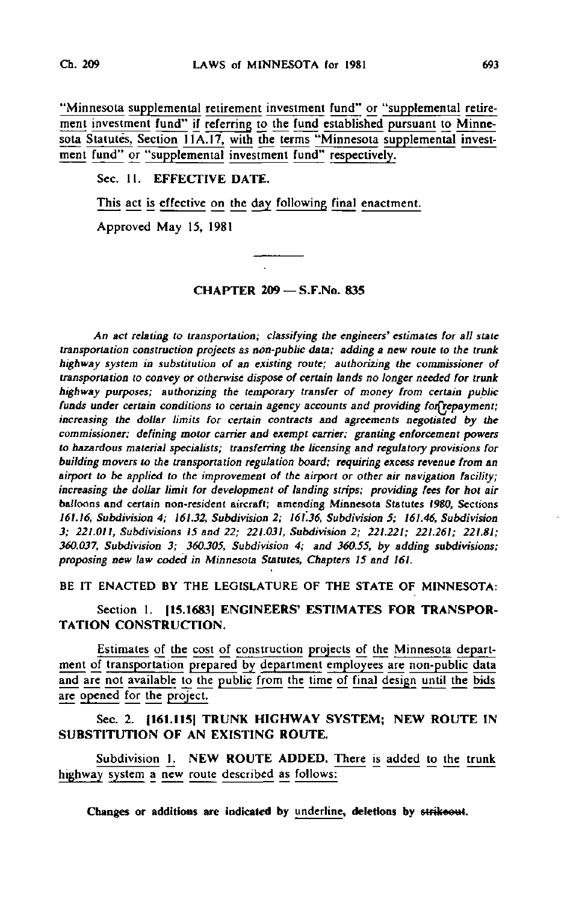"Minnesota supplemental retirement investment fund" or "supplemental retirement investment fund" if referring to the fund established pursuant to Minnesota Statutes, Section 11A.17, with the terms "Minnesota supplemental investment fund" or "supplemental investment fund" respectively.

Sec. 11. **EFFECTIVE DATE.**

This act is effective on the day following final enactment.

Approved May 15, 1981

## CHAPTER 209 — S.F.No. 835

*An act relating to transportation; classifying the engineers' estimates for all state transportation construction projects as non-public data; adding a new route to the trunk highway system in substitution of an existing route; authorizing the commissioner of transportation to convey or otherwise dispose of certain lands no longer needed for trunk highway purposes; authorizing the temporary transfer of money from certain public funds under certain conditions to certain agency accounts and providing for repayment; increasing the dollar limits for certain contracts and agreements negotiated by the commissioner; defining motor carrier and exempt carrier; granting enforcement powers to hazardous material specialists; transferring the licensing and regulatory provisions for building movers to the transportation regulation board; requiring excess revenue from an airport to be applied to the improvement of the airport or other air navigation facility; increasing the dollar limit for development of landing strips; providing fees for hot air balloons and certain non-resident aircraft; amending Minnesota Statutes 1980, Sections 161.16, Subdivision 4; 161.32, Subdivision 2; 161.36, Subdivision 5; 161.46, Subdivision 3; 221.011, Subdivisions 15 and 22; 221.031, Subdivision 2; 221.221; 221.261; 221.81; 360.037, Subdivision 3; 360.305, Subdivision 4; and 360.55, by adding subdivisions; proposing new law coded in Minnesota Statutes, Chapters 15 and 161.*

BE IT ENACTED BY THE LEGISLATURE OF THE STATE OF MINNESOTA:

Section 1. **[15.1683] ENGINEERS' ESTIMATES FOR TRANSPORTATION CONSTRUCTION.**

Estimates of the cost of construction projects of the Minnesota department of transportation prepared by department employees are non-public data and are not available to the public from the time of final design until the bids are opened for the project.

Sec. 2. **[161.115] TRUNK HIGHWAY SYSTEM; NEW ROUTE IN SUBSTITUTION OF AN EXISTING ROUTE.**

Subdivision 1. **NEW ROUTE ADDED.** There is added to the trunk highway system a new route described as follows:

Changes or additions are indicated by underline, deletions by ~~strikeout~~.